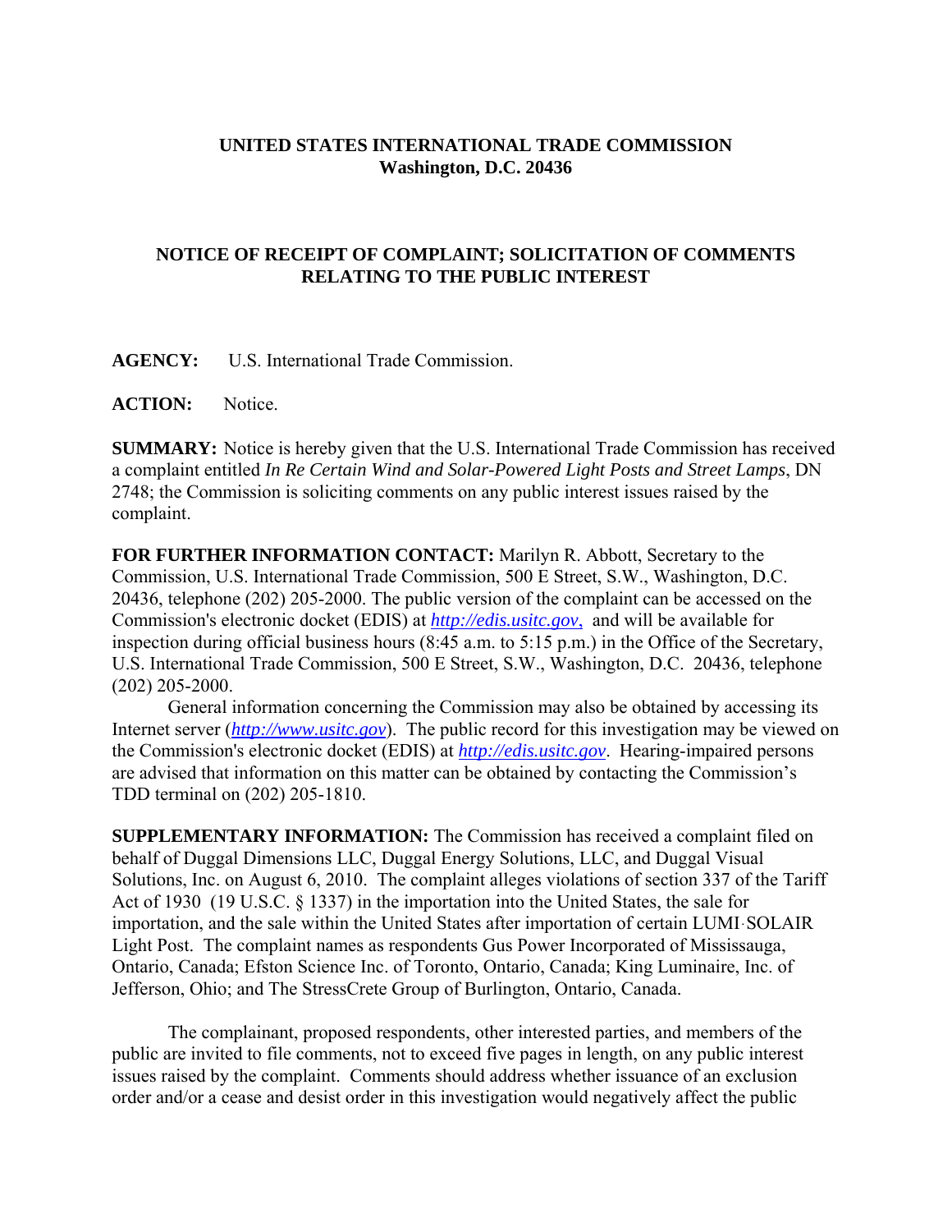**UNITED STATES INTERNATIONAL TRADE COMMISSION**
**Washington, D.C. 20436**

**NOTICE OF RECEIPT OF COMPLAINT; SOLICITATION OF COMMENTS RELATING TO THE PUBLIC INTEREST**

**AGENCY:** U.S. International Trade Commission.

**ACTION:** Notice.

**SUMMARY:** Notice is hereby given that the U.S. International Trade Commission has received a complaint entitled *In Re Certain Wind and Solar-Powered Light Posts and Street Lamps*, DN 2748; the Commission is soliciting comments on any public interest issues raised by the complaint.

**FOR FURTHER INFORMATION CONTACT:** Marilyn R. Abbott, Secretary to the Commission, U.S. International Trade Commission, 500 E Street, S.W., Washington, D.C. 20436, telephone (202) 205-2000. The public version of the complaint can be accessed on the Commission's electronic docket (EDIS) at *http://edis.usitc.gov*, and will be available for inspection during official business hours (8:45 a.m. to 5:15 p.m.) in the Office of the Secretary, U.S. International Trade Commission, 500 E Street, S.W., Washington, D.C. 20436, telephone (202) 205-2000.

General information concerning the Commission may also be obtained by accessing its Internet server (*http://www.usitc.gov*). The public record for this investigation may be viewed on the Commission's electronic docket (EDIS) at *http://edis.usitc.gov*. Hearing-impaired persons are advised that information on this matter can be obtained by contacting the Commission's TDD terminal on (202) 205-1810.

**SUPPLEMENTARY INFORMATION:** The Commission has received a complaint filed on behalf of Duggal Dimensions LLC, Duggal Energy Solutions, LLC, and Duggal Visual Solutions, Inc. on August 6, 2010. The complaint alleges violations of section 337 of the Tariff Act of 1930 (19 U.S.C. § 1337) in the importation into the United States, the sale for importation, and the sale within the United States after importation of certain LUMI·SOLAIR Light Post. The complaint names as respondents Gus Power Incorporated of Mississauga, Ontario, Canada; Efston Science Inc. of Toronto, Ontario, Canada; King Luminaire, Inc. of Jefferson, Ohio; and The StressCrete Group of Burlington, Ontario, Canada.

The complainant, proposed respondents, other interested parties, and members of the public are invited to file comments, not to exceed five pages in length, on any public interest issues raised by the complaint. Comments should address whether issuance of an exclusion order and/or a cease and desist order in this investigation would negatively affect the public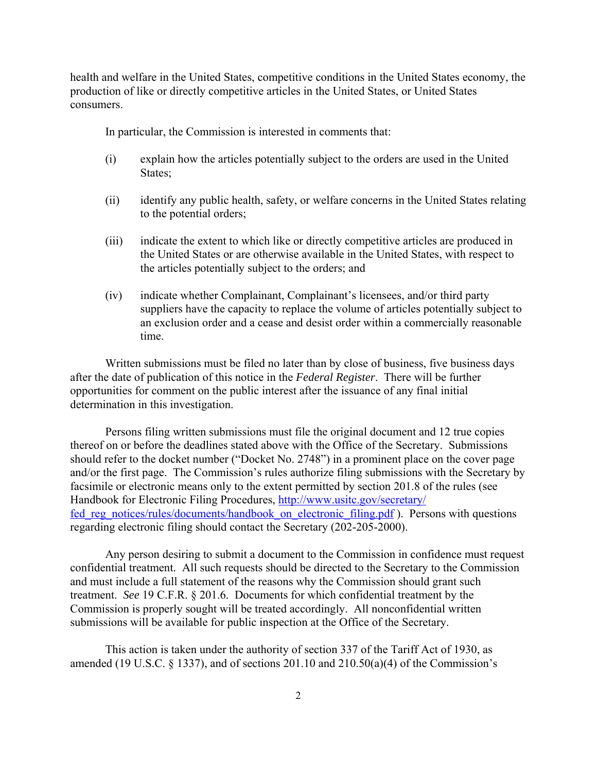health and welfare in the United States, competitive conditions in the United States economy, the production of like or directly competitive articles in the United States, or United States consumers.

In particular, the Commission is interested in comments that:

(i) explain how the articles potentially subject to the orders are used in the United States;

(ii) identify any public health, safety, or welfare concerns in the United States relating to the potential orders;

(iii) indicate the extent to which like or directly competitive articles are produced in the United States or are otherwise available in the United States, with respect to the articles potentially subject to the orders; and

(iv) indicate whether Complainant, Complainant's licensees, and/or third party suppliers have the capacity to replace the volume of articles potentially subject to an exclusion order and a cease and desist order within a commercially reasonable time.

Written submissions must be filed no later than by close of business, five business days after the date of publication of this notice in the *Federal Register*. There will be further opportunities for comment on the public interest after the issuance of any final initial determination in this investigation.

Persons filing written submissions must file the original document and 12 true copies thereof on or before the deadlines stated above with the Office of the Secretary. Submissions should refer to the docket number ("Docket No. 2748") in a prominent place on the cover page and/or the first page. The Commission's rules authorize filing submissions with the Secretary by facsimile or electronic means only to the extent permitted by section 201.8 of the rules (see Handbook for Electronic Filing Procedures, http://www.usitc.gov/secretary/fed_reg_notices/rules/documents/handbook_on_electronic_filing.pdf ). Persons with questions regarding electronic filing should contact the Secretary (202-205-2000).

Any person desiring to submit a document to the Commission in confidence must request confidential treatment. All such requests should be directed to the Secretary to the Commission and must include a full statement of the reasons why the Commission should grant such treatment. *See* 19 C.F.R. § 201.6. Documents for which confidential treatment by the Commission is properly sought will be treated accordingly. All nonconfidential written submissions will be available for public inspection at the Office of the Secretary.

This action is taken under the authority of section 337 of the Tariff Act of 1930, as amended (19 U.S.C. § 1337), and of sections 201.10 and 210.50(a)(4) of the Commission's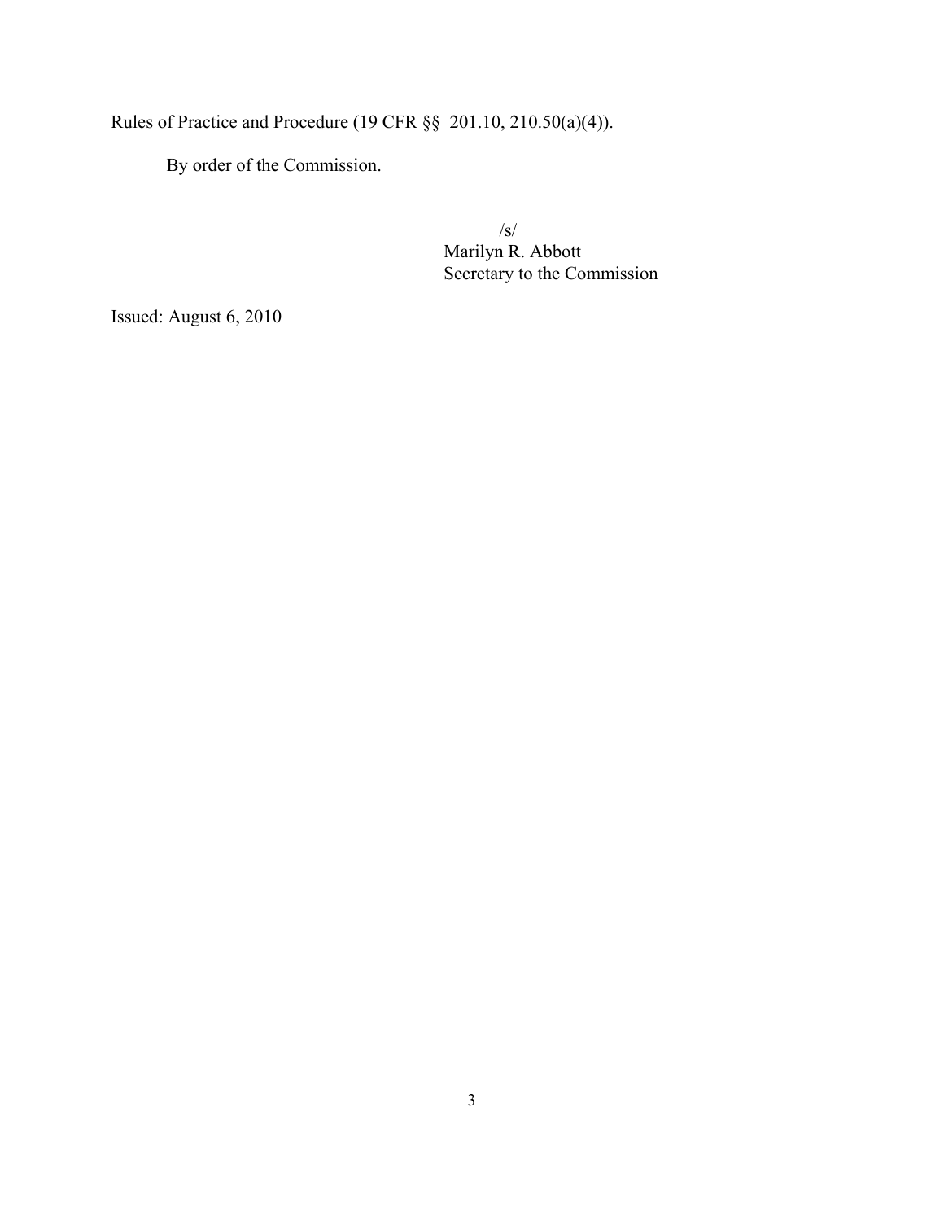Rules of Practice and Procedure (19 CFR §§ 201.10, 210.50(a)(4)).

By order of the Commission.

/s/
Marilyn R. Abbott
Secretary to the Commission

Issued: August 6, 2010